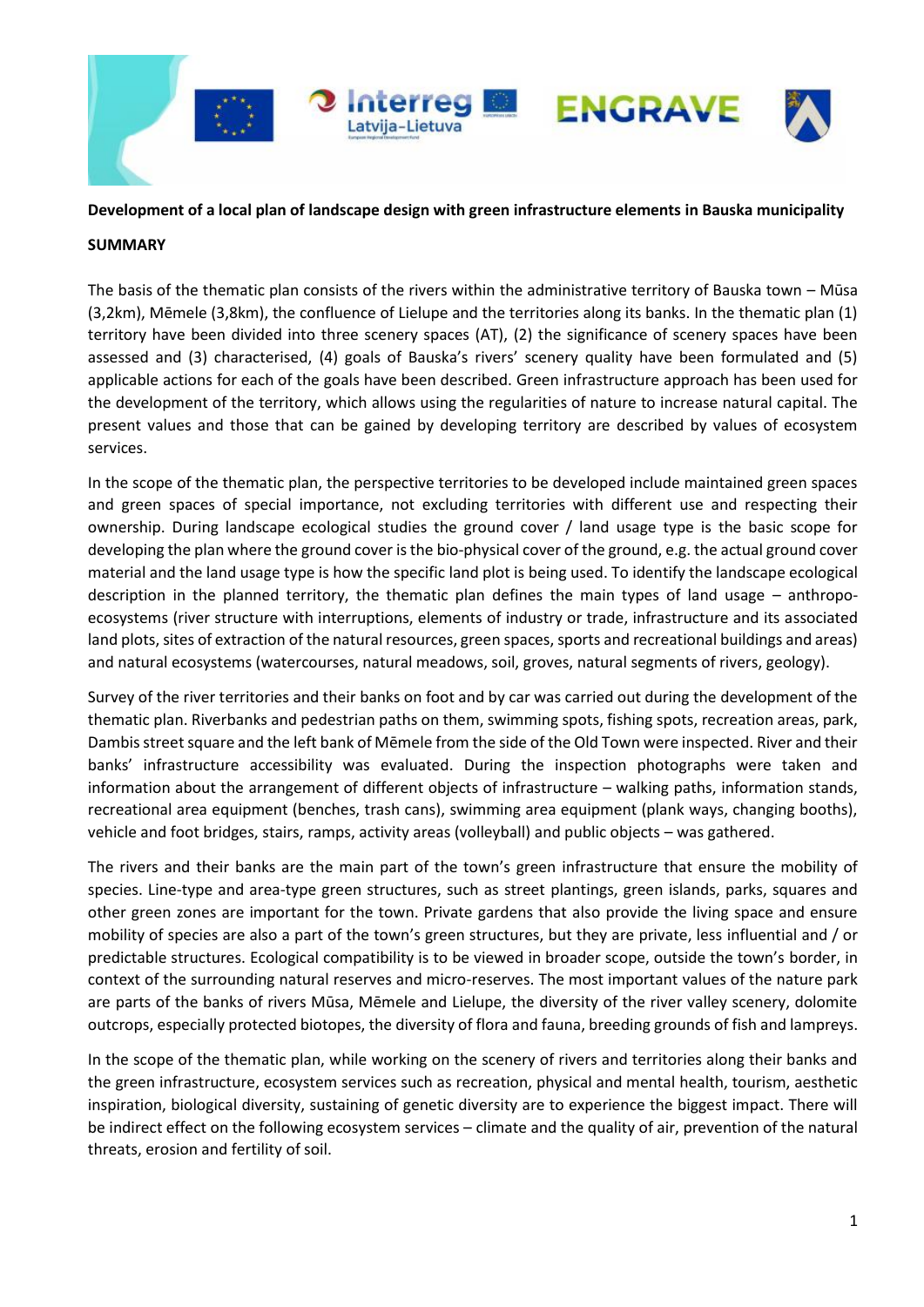**Development of a local plan of landscape design with green infrastructure elements in Bauska municipality**

**SUMMARY**

The basis of the thematic plan consists of the rivers within the administrative territory of Bauska town – Mūsa (3,2km), Mēmele (3,8km), the confluence of Lielupe and the territories along its banks. In the thematic plan (1) territory have been divided into three scenery spaces (AT), (2) the significance of scenery spaces have been assessed and (3) characterised, (4) goals of Bauska's rivers' scenery quality have been formulated and (5) applicable actions for each of the goals have been described. Green infrastructure approach has been used for the development of the territory, which allows using the regularities of nature to increase natural capital. The present values and those that can be gained by developing territory are described by values of ecosystem services.

In the scope of the thematic plan, the perspective territories to be developed include maintained green spaces and green spaces of special importance, not excluding territories with different use and respecting their ownership. During landscape ecological studies the ground cover / land usage type is the basic scope for developing the plan where the ground cover is the bio-physical cover of the ground, e.g. the actual ground cover material and the land usage type is how the specific land plot is being used. To identify the landscape ecological description in the planned territory, the thematic plan defines the main types of land usage – anthropo-ecosystems (river structure with interruptions, elements of industry or trade, infrastructure and its associated land plots, sites of extraction of the natural resources, green spaces, sports and recreational buildings and areas) and natural ecosystems (watercourses, natural meadows, soil, groves, natural segments of rivers, geology).

Survey of the river territories and their banks on foot and by car was carried out during the development of the thematic plan. Riverbanks and pedestrian paths on them, swimming spots, fishing spots, recreation areas, park, Dambis street square and the left bank of Mēmele from the side of the Old Town were inspected. River and their banks' infrastructure accessibility was evaluated. During the inspection photographs were taken and information about the arrangement of different objects of infrastructure – walking paths, information stands, recreational area equipment (benches, trash cans), swimming area equipment (plank ways, changing booths), vehicle and foot bridges, stairs, ramps, activity areas (volleyball) and public objects – was gathered.

The rivers and their banks are the main part of the town's green infrastructure that ensure the mobility of species. Line-type and area-type green structures, such as street plantings, green islands, parks, squares and other green zones are important for the town. Private gardens that also provide the living space and ensure mobility of species are also a part of the town's green structures, but they are private, less influential and / or predictable structures. Ecological compatibility is to be viewed in broader scope, outside the town's border, in context of the surrounding natural reserves and micro-reserves. The most important values of the nature park are parts of the banks of rivers Mūsa, Mēmele and Lielupe, the diversity of the river valley scenery, dolomite outcrops, especially protected biotopes, the diversity of flora and fauna, breeding grounds of fish and lampreys.

In the scope of the thematic plan, while working on the scenery of rivers and territories along their banks and the green infrastructure, ecosystem services such as recreation, physical and mental health, tourism, aesthetic inspiration, biological diversity, sustaining of genetic diversity are to experience the biggest impact. There will be indirect effect on the following ecosystem services – climate and the quality of air, prevention of the natural threats, erosion and fertility of soil.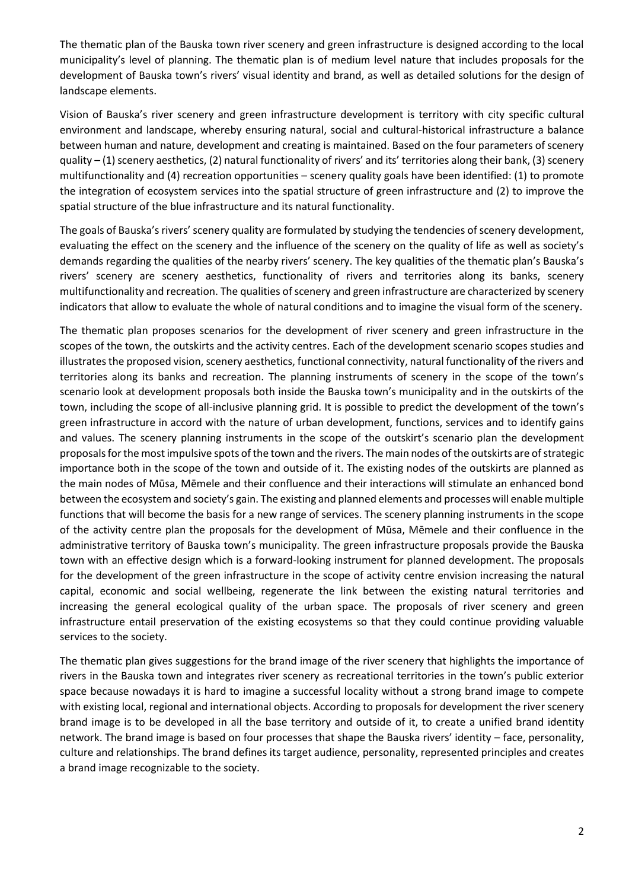The thematic plan of the Bauska town river scenery and green infrastructure is designed according to the local municipality's level of planning. The thematic plan is of medium level nature that includes proposals for the development of Bauska town's rivers' visual identity and brand, as well as detailed solutions for the design of landscape elements.

Vision of Bauska's river scenery and green infrastructure development is territory with city specific cultural environment and landscape, whereby ensuring natural, social and cultural-historical infrastructure a balance between human and nature, development and creating is maintained. Based on the four parameters of scenery quality – (1) scenery aesthetics, (2) natural functionality of rivers' and its' territories along their bank, (3) scenery multifunctionality and (4) recreation opportunities – scenery quality goals have been identified: (1) to promote the integration of ecosystem services into the spatial structure of green infrastructure and (2) to improve the spatial structure of the blue infrastructure and its natural functionality.

The goals of Bauska's rivers' scenery quality are formulated by studying the tendencies of scenery development, evaluating the effect on the scenery and the influence of the scenery on the quality of life as well as society's demands regarding the qualities of the nearby rivers' scenery. The key qualities of the thematic plan's Bauska's rivers' scenery are scenery aesthetics, functionality of rivers and territories along its banks, scenery multifunctionality and recreation. The qualities of scenery and green infrastructure are characterized by scenery indicators that allow to evaluate the whole of natural conditions and to imagine the visual form of the scenery.

The thematic plan proposes scenarios for the development of river scenery and green infrastructure in the scopes of the town, the outskirts and the activity centres. Each of the development scenario scopes studies and illustrates the proposed vision, scenery aesthetics, functional connectivity, natural functionality of the rivers and territories along its banks and recreation. The planning instruments of scenery in the scope of the town's scenario look at development proposals both inside the Bauska town's municipality and in the outskirts of the town, including the scope of all-inclusive planning grid. It is possible to predict the development of the town's green infrastructure in accord with the nature of urban development, functions, services and to identify gains and values. The scenery planning instruments in the scope of the outskirt's scenario plan the development proposals for the most impulsive spots of the town and the rivers. The main nodes of the outskirts are of strategic importance both in the scope of the town and outside of it. The existing nodes of the outskirts are planned as the main nodes of Mūsa, Mēmele and their confluence and their interactions will stimulate an enhanced bond between the ecosystem and society's gain. The existing and planned elements and processes will enable multiple functions that will become the basis for a new range of services. The scenery planning instruments in the scope of the activity centre plan the proposals for the development of Mūsa, Mēmele and their confluence in the administrative territory of Bauska town's municipality. The green infrastructure proposals provide the Bauska town with an effective design which is a forward-looking instrument for planned development. The proposals for the development of the green infrastructure in the scope of activity centre envision increasing the natural capital, economic and social wellbeing, regenerate the link between the existing natural territories and increasing the general ecological quality of the urban space. The proposals of river scenery and green infrastructure entail preservation of the existing ecosystems so that they could continue providing valuable services to the society.

The thematic plan gives suggestions for the brand image of the river scenery that highlights the importance of rivers in the Bauska town and integrates river scenery as recreational territories in the town's public exterior space because nowadays it is hard to imagine a successful locality without a strong brand image to compete with existing local, regional and international objects. According to proposals for development the river scenery brand image is to be developed in all the base territory and outside of it, to create a unified brand identity network. The brand image is based on four processes that shape the Bauska rivers' identity – face, personality, culture and relationships. The brand defines its target audience, personality, represented principles and creates a brand image recognizable to the society.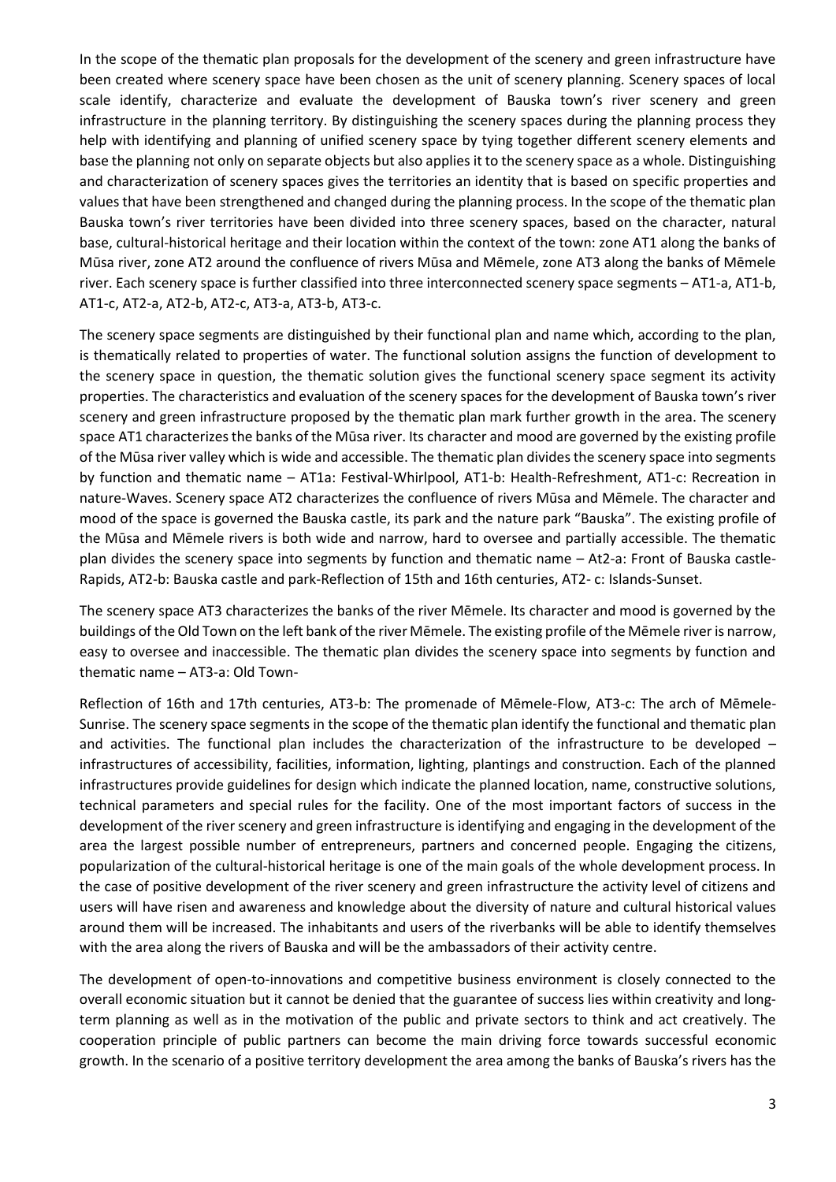In the scope of the thematic plan proposals for the development of the scenery and green infrastructure have been created where scenery space have been chosen as the unit of scenery planning. Scenery spaces of local scale identify, characterize and evaluate the development of Bauska town's river scenery and green infrastructure in the planning territory. By distinguishing the scenery spaces during the planning process they help with identifying and planning of unified scenery space by tying together different scenery elements and base the planning not only on separate objects but also applies it to the scenery space as a whole. Distinguishing and characterization of scenery spaces gives the territories an identity that is based on specific properties and values that have been strengthened and changed during the planning process. In the scope of the thematic plan Bauska town's river territories have been divided into three scenery spaces, based on the character, natural base, cultural-historical heritage and their location within the context of the town: zone AT1 along the banks of Mūsa river, zone AT2 around the confluence of rivers Mūsa and Mēmele, zone AT3 along the banks of Mēmele river. Each scenery space is further classified into three interconnected scenery space segments – AT1-a, AT1-b, AT1-c, AT2-a, AT2-b, AT2-c, AT3-a, AT3-b, AT3-c.

The scenery space segments are distinguished by their functional plan and name which, according to the plan, is thematically related to properties of water. The functional solution assigns the function of development to the scenery space in question, the thematic solution gives the functional scenery space segment its activity properties. The characteristics and evaluation of the scenery spaces for the development of Bauska town's river scenery and green infrastructure proposed by the thematic plan mark further growth in the area. The scenery space AT1 characterizes the banks of the Mūsa river. Its character and mood are governed by the existing profile of the Mūsa river valley which is wide and accessible. The thematic plan divides the scenery space into segments by function and thematic name – AT1a: Festival-Whirlpool, AT1-b: Health-Refreshment, AT1-c: Recreation in nature-Waves. Scenery space AT2 characterizes the confluence of rivers Mūsa and Mēmele. The character and mood of the space is governed the Bauska castle, its park and the nature park "Bauska". The existing profile of the Mūsa and Mēmele rivers is both wide and narrow, hard to oversee and partially accessible. The thematic plan divides the scenery space into segments by function and thematic name – At2-a: Front of Bauska castle-Rapids, AT2-b: Bauska castle and park-Reflection of 15th and 16th centuries, AT2- c: Islands-Sunset.

The scenery space AT3 characterizes the banks of the river Mēmele. Its character and mood is governed by the buildings of the Old Town on the left bank of the river Mēmele. The existing profile of the Mēmele river is narrow, easy to oversee and inaccessible. The thematic plan divides the scenery space into segments by function and thematic name – AT3-a: Old Town-

Reflection of 16th and 17th centuries, AT3-b: The promenade of Mēmele-Flow, AT3-c: The arch of Mēmele-Sunrise. The scenery space segments in the scope of the thematic plan identify the functional and thematic plan and activities. The functional plan includes the characterization of the infrastructure to be developed – infrastructures of accessibility, facilities, information, lighting, plantings and construction. Each of the planned infrastructures provide guidelines for design which indicate the planned location, name, constructive solutions, technical parameters and special rules for the facility. One of the most important factors of success in the development of the river scenery and green infrastructure is identifying and engaging in the development of the area the largest possible number of entrepreneurs, partners and concerned people. Engaging the citizens, popularization of the cultural-historical heritage is one of the main goals of the whole development process. In the case of positive development of the river scenery and green infrastructure the activity level of citizens and users will have risen and awareness and knowledge about the diversity of nature and cultural historical values around them will be increased. The inhabitants and users of the riverbanks will be able to identify themselves with the area along the rivers of Bauska and will be the ambassadors of their activity centre.

The development of open-to-innovations and competitive business environment is closely connected to the overall economic situation but it cannot be denied that the guarantee of success lies within creativity and long-term planning as well as in the motivation of the public and private sectors to think and act creatively. The cooperation principle of public partners can become the main driving force towards successful economic growth. In the scenario of a positive territory development the area among the banks of Bauska's rivers has the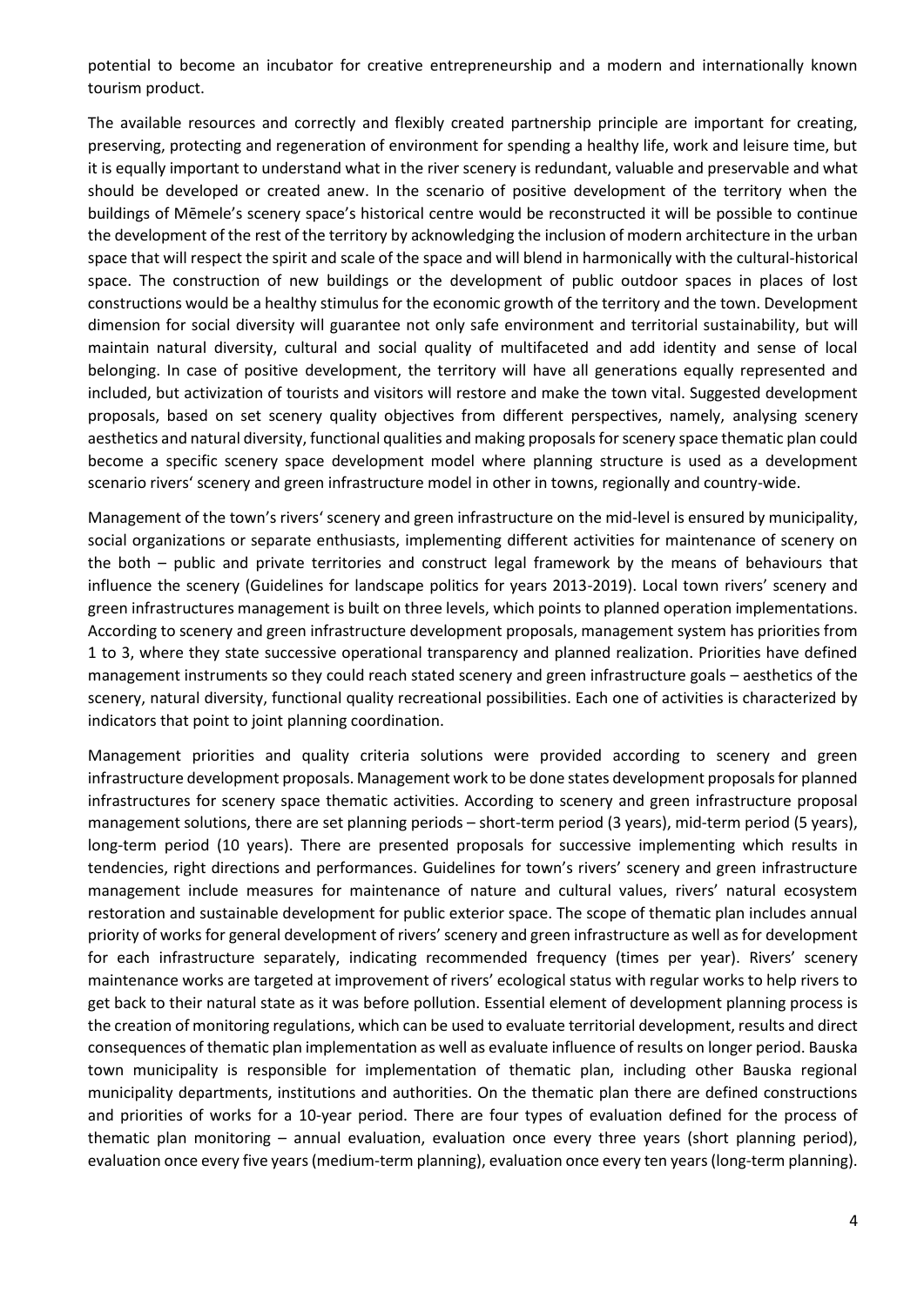potential to become an incubator for creative entrepreneurship and a modern and internationally known tourism product.

The available resources and correctly and flexibly created partnership principle are important for creating, preserving, protecting and regeneration of environment for spending a healthy life, work and leisure time, but it is equally important to understand what in the river scenery is redundant, valuable and preservable and what should be developed or created anew. In the scenario of positive development of the territory when the buildings of Mēmele's scenery space's historical centre would be reconstructed it will be possible to continue the development of the rest of the territory by acknowledging the inclusion of modern architecture in the urban space that will respect the spirit and scale of the space and will blend in harmonically with the cultural-historical space. The construction of new buildings or the development of public outdoor spaces in places of lost constructions would be a healthy stimulus for the economic growth of the territory and the town. Development dimension for social diversity will guarantee not only safe environment and territorial sustainability, but will maintain natural diversity, cultural and social quality of multifaceted and add identity and sense of local belonging. In case of positive development, the territory will have all generations equally represented and included, but activization of tourists and visitors will restore and make the town vital. Suggested development proposals, based on set scenery quality objectives from different perspectives, namely, analysing scenery aesthetics and natural diversity, functional qualities and making proposals for scenery space thematic plan could become a specific scenery space development model where planning structure is used as a development scenario rivers' scenery and green infrastructure model in other in towns, regionally and country-wide.

Management of the town's rivers' scenery and green infrastructure on the mid-level is ensured by municipality, social organizations or separate enthusiasts, implementing different activities for maintenance of scenery on the both – public and private territories and construct legal framework by the means of behaviours that influence the scenery (Guidelines for landscape politics for years 2013-2019). Local town rivers' scenery and green infrastructures management is built on three levels, which points to planned operation implementations. According to scenery and green infrastructure development proposals, management system has priorities from 1 to 3, where they state successive operational transparency and planned realization. Priorities have defined management instruments so they could reach stated scenery and green infrastructure goals – aesthetics of the scenery, natural diversity, functional quality recreational possibilities. Each one of activities is characterized by indicators that point to joint planning coordination.

Management priorities and quality criteria solutions were provided according to scenery and green infrastructure development proposals. Management work to be done states development proposals for planned infrastructures for scenery space thematic activities. According to scenery and green infrastructure proposal management solutions, there are set planning periods – short-term period (3 years), mid-term period (5 years), long-term period (10 years). There are presented proposals for successive implementing which results in tendencies, right directions and performances. Guidelines for town's rivers' scenery and green infrastructure management include measures for maintenance of nature and cultural values, rivers' natural ecosystem restoration and sustainable development for public exterior space. The scope of thematic plan includes annual priority of works for general development of rivers' scenery and green infrastructure as well as for development for each infrastructure separately, indicating recommended frequency (times per year). Rivers' scenery maintenance works are targeted at improvement of rivers' ecological status with regular works to help rivers to get back to their natural state as it was before pollution. Essential element of development planning process is the creation of monitoring regulations, which can be used to evaluate territorial development, results and direct consequences of thematic plan implementation as well as evaluate influence of results on longer period. Bauska town municipality is responsible for implementation of thematic plan, including other Bauska regional municipality departments, institutions and authorities. On the thematic plan there are defined constructions and priorities of works for a 10-year period. There are four types of evaluation defined for the process of thematic plan monitoring – annual evaluation, evaluation once every three years (short planning period), evaluation once every five years (medium-term planning), evaluation once every ten years (long-term planning).